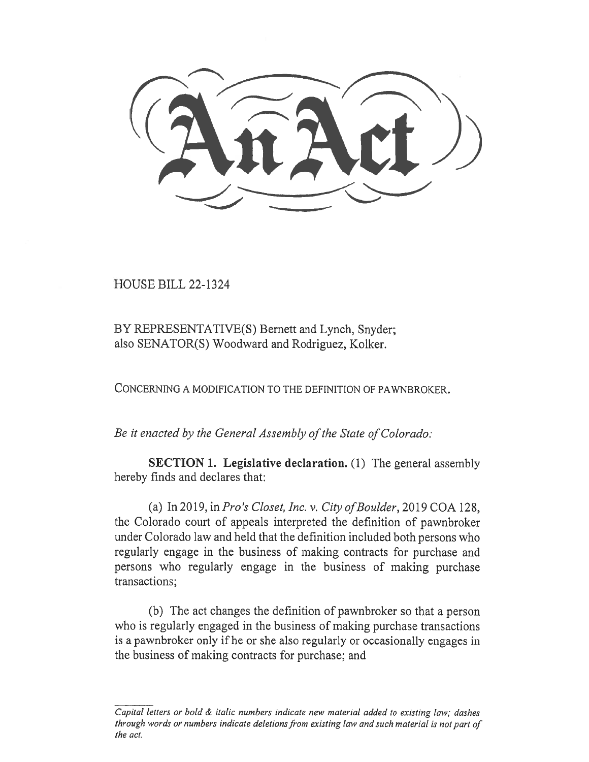# An Act

HOUSE BILL 22-1324

BY REPRESENTATIVE(S) Bernett and Lynch, Snyder;
also SENATOR(S) Woodward and Rodriguez, Kolker.

CONCERNING A MODIFICATION TO THE DEFINITION OF PAWNBROKER.

*Be it enacted by the General Assembly of the State of Colorado:*

**SECTION 1. Legislative declaration.** (1) The general assembly hereby finds and declares that:

(a) In 2019, in *Pro's Closet, Inc. v. City of Boulder*, 2019 COA 128, the Colorado court of appeals interpreted the definition of pawnbroker under Colorado law and held that the definition included both persons who regularly engage in the business of making contracts for purchase and persons who regularly engage in the business of making purchase transactions;

(b) The act changes the definition of pawnbroker so that a person who is regularly engaged in the business of making purchase transactions is a pawnbroker only if he or she also regularly or occasionally engages in the business of making contracts for purchase; and

*Capital letters or bold & italic numbers indicate new material added to existing law; dashes through words or numbers indicate deletions from existing law and such material is not part of the act.*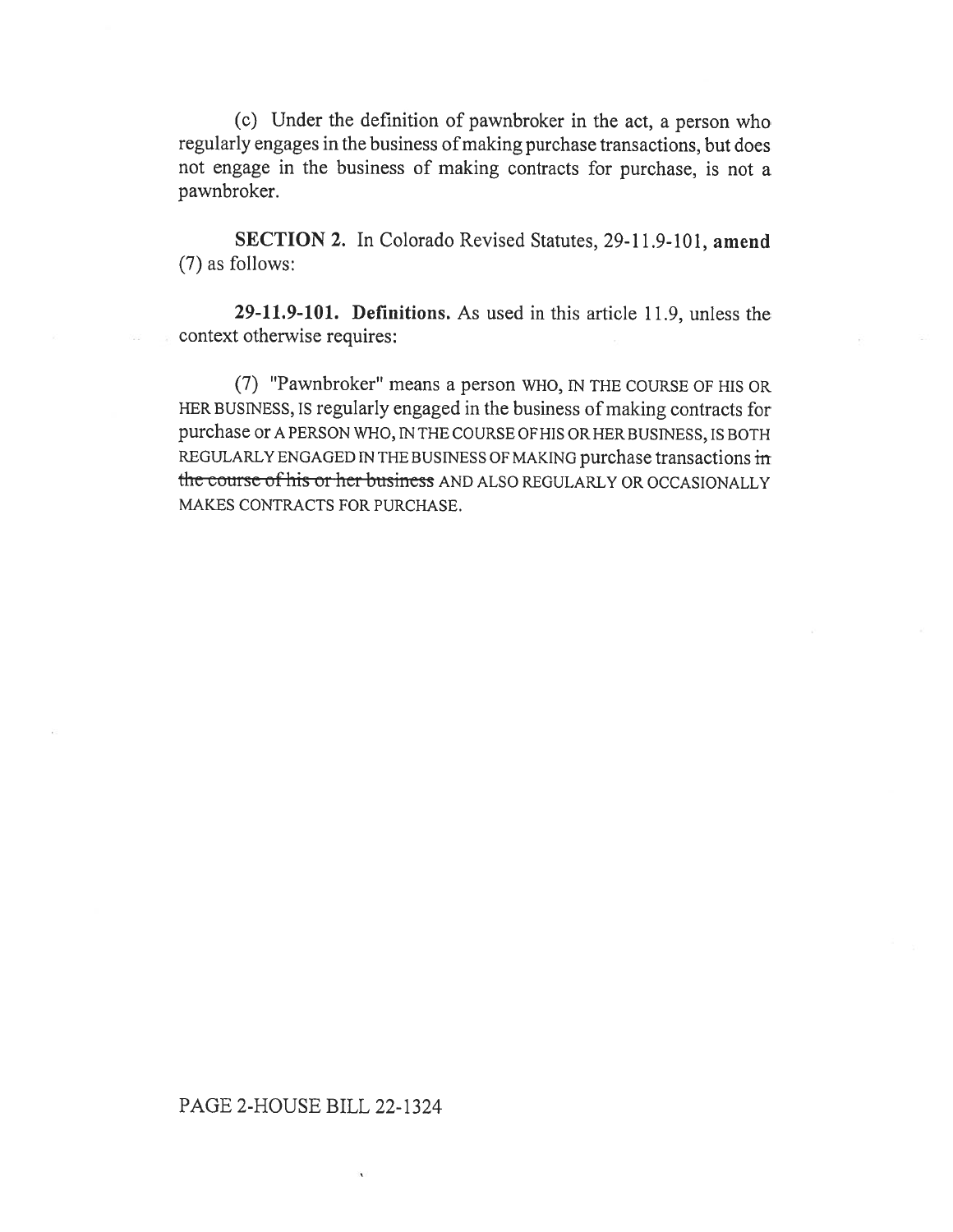(c) Under the definition of pawnbroker in the act, a person who regularly engages in the business of making purchase transactions, but does not engage in the business of making contracts for purchase, is not a pawnbroker.

**SECTION 2.** In Colorado Revised Statutes, 29-11.9-101, **amend** (7) as follows:

**29-11.9-101. Definitions.** As used in this article 11.9, unless the context otherwise requires:

(7) "Pawnbroker" means a person WHO, IN THE COURSE OF HIS OR HER BUSINESS, IS regularly engaged in the business of making contracts for purchase or A PERSON WHO, IN THE COURSE OF HIS OR HER BUSINESS, IS BOTH REGULARLY ENGAGED IN THE BUSINESS OF MAKING purchase transactions ~~in the course of his or her business~~ AND ALSO REGULARLY OR OCCASIONALLY MAKES CONTRACTS FOR PURCHASE.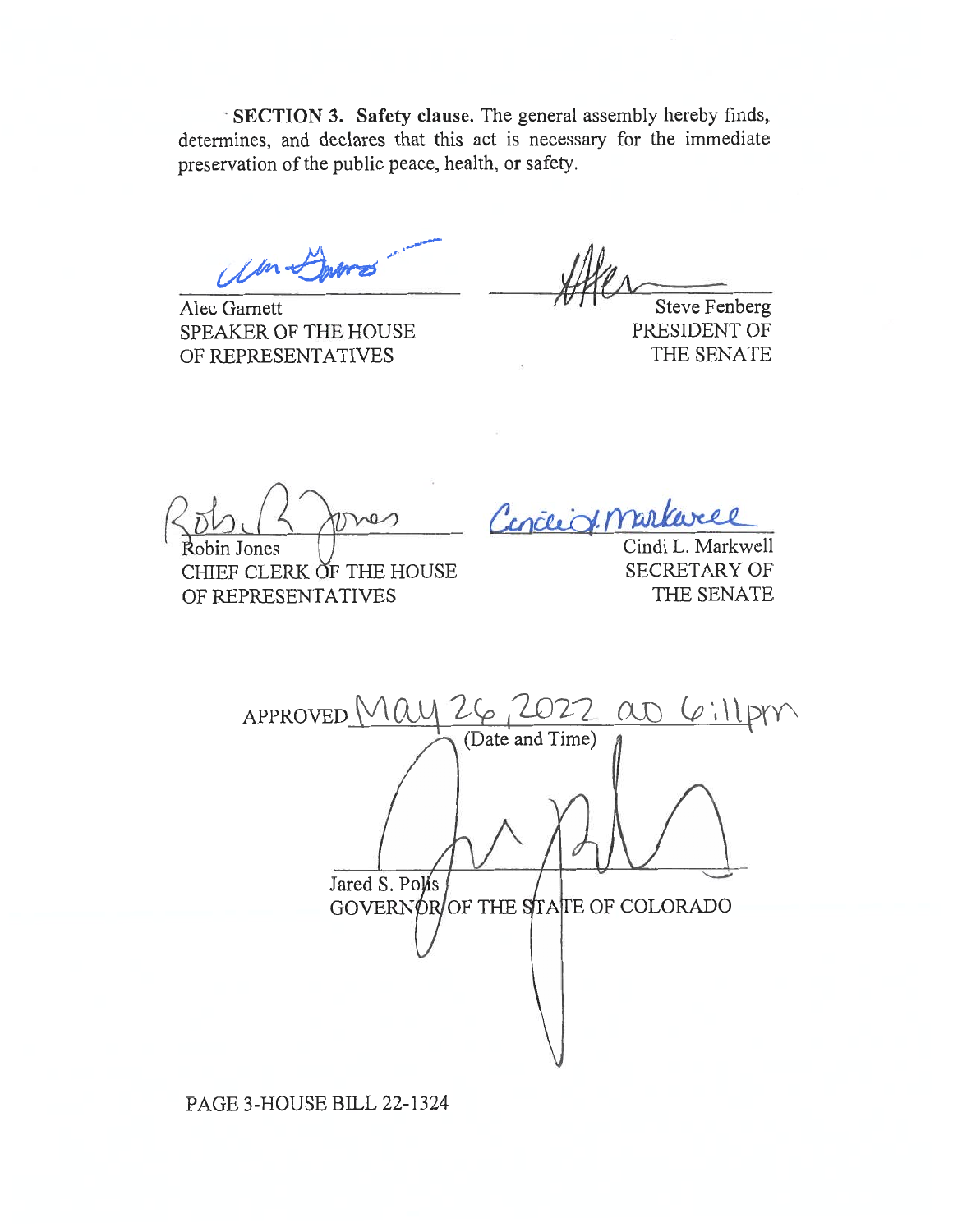**SECTION 3. Safety clause.** The general assembly hereby finds, determines, and declares that this act is necessary for the immediate preservation of the public peace, health, or safety.

Alec Garnett
SPEAKER OF THE HOUSE
OF REPRESENTATIVES

Steve Fenberg
PRESIDENT OF
THE SENATE

Robin Jones
CHIEF CLERK OF THE HOUSE
OF REPRESENTATIVES

Cindi L. Markwell
SECRETARY OF
THE SENATE

APPROVED May 26, 2022 at 6:11pm
(Date and Time)

Jared S. Polis
GOVERNOR OF THE STATE OF COLORADO

PAGE 3-HOUSE BILL 22-1324